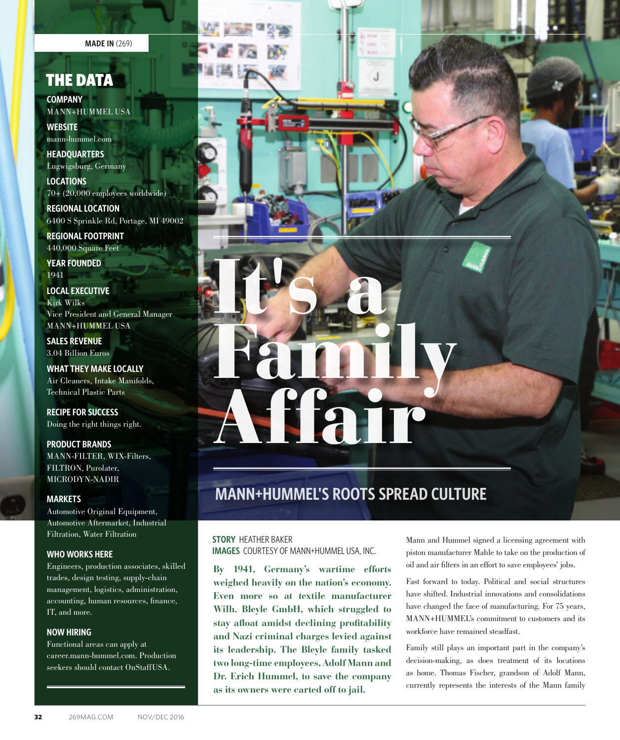MADE IN (269)

# It's a Family Affair

## MANN+HUMMEL'S ROOTS SPREAD CULTURE

**STORY** HEATHER BAKER
**IMAGES** COURTESY OF MANN+HUMMEL USA, INC.

**By 1941, Germany's wartime efforts weighed heavily on the nation's economy. Even more so at textile manufacturer Wilh. Bleyle GmbH, which struggled to stay afloat amidst declining profitability and Nazi criminal charges levied against its leadership. The Bleyle family tasked two long-time employees, Adolf Mann and Dr. Erich Hummel, to save the company as its owners were carted off to jail.**

Mann and Hummel signed a licensing agreement with piston manufacturer Mahle to take on the production of oil and air filters in an effort to save employees' jobs.

Fast forward to today. Political and social structures have shifted. Industrial innovations and consolidations have changed the face of manufacturing. For 75 years, MANN+HUMMEL's commitment to customers and its workforce have remained steadfast.

Family still plays an important part in the company's decision-making, as does treatment of its locations as home. Thomas Fischer, grandson of Adolf Mann, currently represents the interests of the Mann family

## THE DATA

**COMPANY**
MANN+HUMMEL USA

**WEBSITE**
mann-hummel.com

**HEADQUARTERS**
Lugwigsburg, Germany

**LOCATIONS**
70+ (20,000 employees worldwide)

**REGIONAL LOCATION**
6400 S Sprinkle Rd, Portage, MI 49002

**REGIONAL FOOTPRINT**
440,000 Square Feet

**YEAR FOUNDED**
1941

**LOCAL EXECUTIVE**
Kirk Wilks
Vice President and General Manager
MANN+HUMMEL USA

**SALES REVENUE**
3.04 Billion Euros

**WHAT THEY MAKE LOCALLY**
Air Cleaners, Intake Manifolds, Technical Plastic Parts

**RECIPE FOR SUCCESS**
Doing the right things right.

**PRODUCT BRANDS**
MANN-FILTER, WIX-Filters, FILTRON, Purolater, MICRODYN-NADIR

**MARKETS**
Automotive Original Equipment, Automotive Aftermarket, Industrial Filtration, Water Filtration

**WHO WORKS HERE**
Engineers, production associates, skilled trades, design testing, supply-chain management, logistics, administration, accounting, human resources, finance, IT, and more.

**NOW HIRING**
Functional areas can apply at career.mann-hummel.com. Production seekers should contact OnStaffUSA.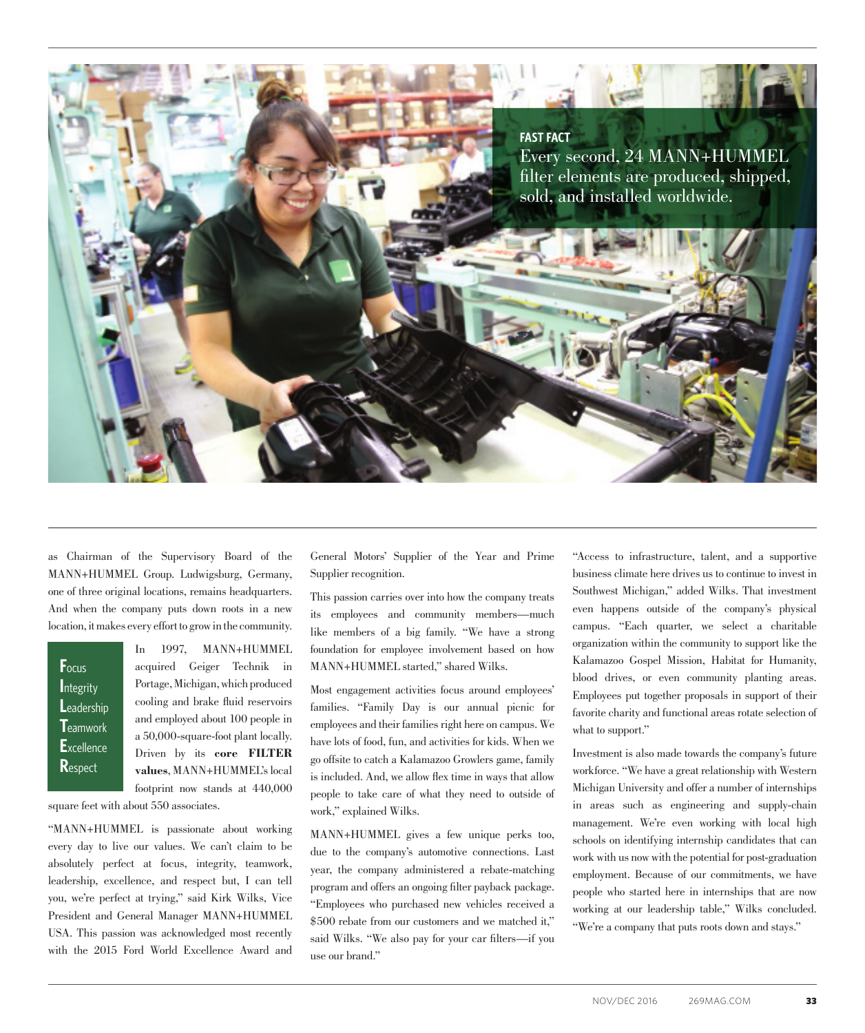**FAST FACT**

Every second, 24 MANN+HUMMEL filter elements are produced, shipped, sold, and installed worldwide.

as Chairman of the Supervisory Board of the MANN+HUMMEL Group. Ludwigsburg, Germany, one of three original locations, remains headquarters. And when the company puts down roots in a new location, it makes every effort to grow in the community.

**F**ocus
**I**ntegrity
**L**eadership
**T**eamwork
**E**xcellence
**R**espect

In 1997, MANN+HUMMEL acquired Geiger Technik in Portage, Michigan, which produced cooling and brake fluid reservoirs and employed about 100 people in a 50,000-square-foot plant locally. Driven by its **core FILTER values**, MANN+HUMMEL's local footprint now stands at 440,000 square feet with about 550 associates.

"MANN+HUMMEL is passionate about working every day to live our values. We can't claim to be absolutely perfect at focus, integrity, teamwork, leadership, excellence, and respect but, I can tell you, we're perfect at trying," said Kirk Wilks, Vice President and General Manager MANN+HUMMEL USA. This passion was acknowledged most recently with the 2015 Ford World Excellence Award and General Motors' Supplier of the Year and Prime Supplier recognition.

This passion carries over into how the company treats its employees and community members—much like members of a big family. "We have a strong foundation for employee involvement based on how MANN+HUMMEL started," shared Wilks.

Most engagement activities focus around employees' families. "Family Day is our annual picnic for employees and their families right here on campus. We have lots of food, fun, and activities for kids. When we go offsite to catch a Kalamazoo Growlers game, family is included. And, we allow flex time in ways that allow people to take care of what they need to outside of work," explained Wilks.

MANN+HUMMEL gives a few unique perks too, due to the company's automotive connections. Last year, the company administered a rebate-matching program and offers an ongoing filter payback package. "Employees who purchased new vehicles received a $500 rebate from our customers and we matched it," said Wilks. "We also pay for your car filters—if you use our brand."

"Access to infrastructure, talent, and a supportive business climate here drives us to continue to invest in Southwest Michigan," added Wilks. That investment even happens outside of the company's physical campus. "Each quarter, we select a charitable organization within the community to support like the Kalamazoo Gospel Mission, Habitat for Humanity, blood drives, or even community planting areas. Employees put together proposals in support of their favorite charity and functional areas rotate selection of what to support."

Investment is also made towards the company's future workforce. "We have a great relationship with Western Michigan University and offer a number of internships in areas such as engineering and supply-chain management. We're even working with local high schools on identifying internship candidates that can work with us now with the potential for post-graduation employment. Because of our commitments, we have people who started here in internships that are now working at our leadership table," Wilks concluded. "We're a company that puts roots down and stays."